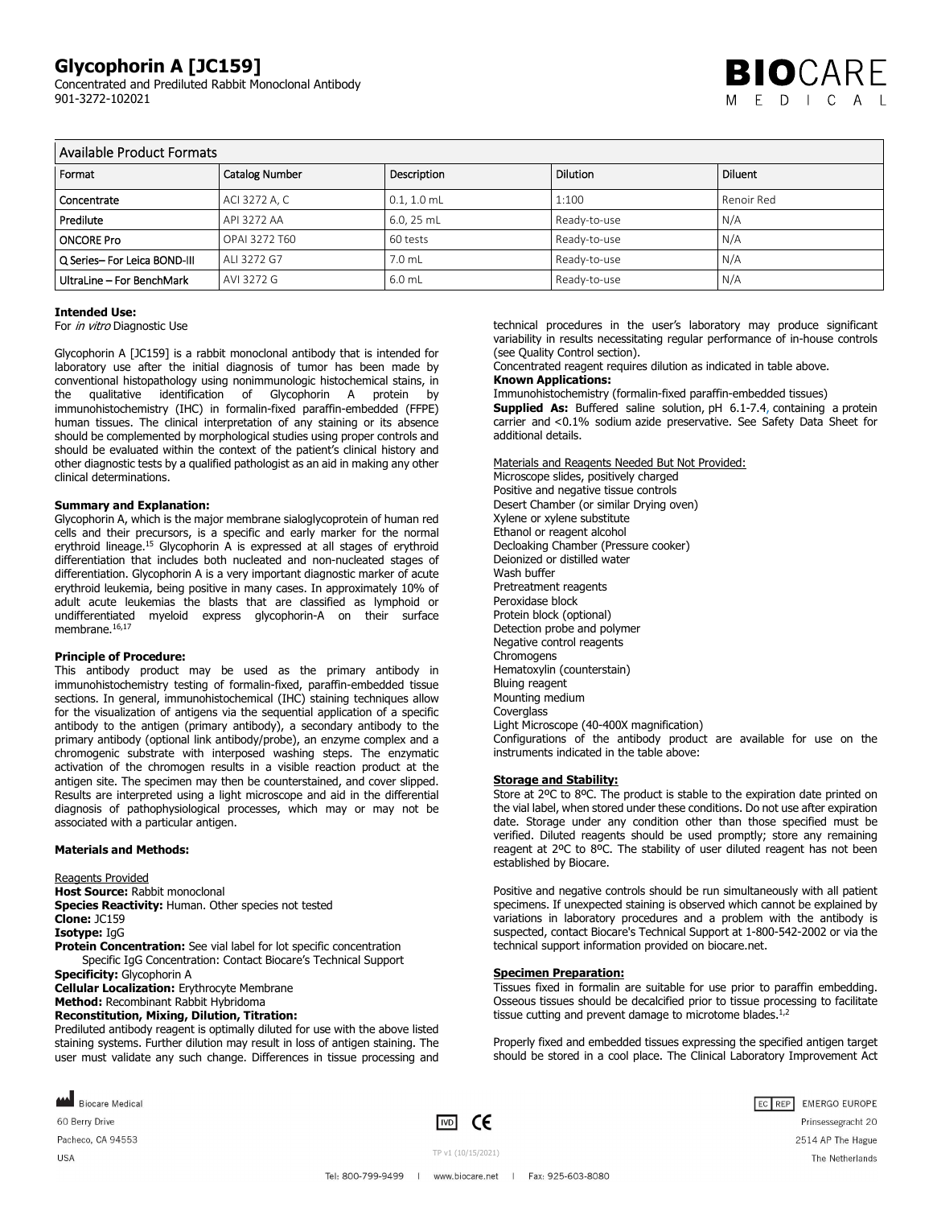# Glycophorin A [JC159]

Concentrated and Prediluted Rabbit Monoclonal Antibody
901-3272-102021

## Available Product Formats

| Format | Catalog Number | Description | Dilution | Diluent |
|---|---|---|---|---|
| Concentrate | ACI 3272 A, C | 0.1, 1.0 mL | 1:100 | Renoir Red |
| Predilute | API 3272 AA | 6.0, 25 mL | Ready-to-use | N/A |
| ONCORE Pro | OPAI 3272 T60 | 60 tests | Ready-to-use | N/A |
| Q Series– For Leica BOND-III | ALI 3272 G7 | 7.0 mL | Ready-to-use | N/A |
| UltraLine – For BenchMark | AVI 3272 G | 6.0 mL | Ready-to-use | N/A |

**Intended Use:**
For *in vitro* Diagnostic Use

Glycophorin A [JC159] is a rabbit monoclonal antibody that is intended for laboratory use after the initial diagnosis of tumor has been made by conventional histopathology using nonimmunologic histochemical stains, in the qualitative identification of Glycophorin A protein by immunohistochemistry (IHC) in formalin-fixed paraffin-embedded (FFPE) human tissues. The clinical interpretation of any staining or its absence should be complemented by morphological studies using proper controls and should be evaluated within the context of the patient's clinical history and other diagnostic tests by a qualified pathologist as an aid in making any other clinical determinations.

**Summary and Explanation:**
Glycophorin A, which is the major membrane sialoglycoprotein of human red cells and their precursors, is a specific and early marker for the normal erythroid lineage.[15] Glycophorin A is expressed at all stages of erythroid differentiation that includes both nucleated and non-nucleated stages of differentiation. Glycophorin A is a very important diagnostic marker of acute erythroid leukemia, being positive in many cases. In approximately 10% of adult acute leukemias the blasts that are classified as lymphoid or undifferentiated myeloid express glycophorin-A on their surface membrane.[16,17]

**Principle of Procedure:**
This antibody product may be used as the primary antibody in immunohistochemistry testing of formalin-fixed, paraffin-embedded tissue sections. In general, immunohistochemical (IHC) staining techniques allow for the visualization of antigens via the sequential application of a specific antibody to the antigen (primary antibody), a secondary antibody to the primary antibody (optional link antibody/probe), an enzyme complex and a chromogenic substrate with interposed washing steps. The enzymatic activation of the chromogen results in a visible reaction product at the antigen site. The specimen may then be counterstained, and cover slipped. Results are interpreted using a light microscope and aid in the differential diagnosis of pathophysiological processes, which may or may not be associated with a particular antigen.

**Materials and Methods:**

Reagents Provided
**Host Source:** Rabbit monoclonal
**Species Reactivity:** Human. Other species not tested
**Clone:** JC159
**Isotype:** IgG
**Protein Concentration:** See vial label for lot specific concentration
Specific IgG Concentration: Contact Biocare's Technical Support
**Specificity:** Glycophorin A
**Cellular Localization:** Erythrocyte Membrane
**Method:** Recombinant Rabbit Hybridoma
**Reconstitution, Mixing, Dilution, Titration:**
Prediluted antibody reagent is optimally diluted for use with the above listed staining systems. Further dilution may result in loss of antigen staining. The user must validate any such change. Differences in tissue processing and technical procedures in the user's laboratory may produce significant variability in results necessitating regular performance of in-house controls (see Quality Control section).
Concentrated reagent requires dilution as indicated in table above.
**Known Applications:**
Immunohistochemistry (formalin-fixed paraffin-embedded tissues)
**Supplied As:** Buffered saline solution, pH 6.1-7.4, containing a protein carrier and <0.1% sodium azide preservative. See Safety Data Sheet for additional details.

Materials and Reagents Needed But Not Provided:
Microscope slides, positively charged
Positive and negative tissue controls
Desert Chamber (or similar Drying oven)
Xylene or xylene substitute
Ethanol or reagent alcohol
Decloaking Chamber (Pressure cooker)
Deionized or distilled water
Wash buffer
Pretreatment reagents
Peroxidase block
Protein block (optional)
Detection probe and polymer
Negative control reagents
Chromogens
Hematoxylin (counterstain)
Bluing reagent
Mounting medium
Coverglass
Light Microscope (40-400X magnification)
Configurations of the antibody product are available for use on the instruments indicated in the table above:

**Storage and Stability:**
Store at 2ºC to 8ºC. The product is stable to the expiration date printed on the vial label, when stored under these conditions. Do not use after expiration date. Storage under any condition other than those specified must be verified. Diluted reagents should be used promptly; store any remaining reagent at 2ºC to 8ºC. The stability of user diluted reagent has not been established by Biocare.

Positive and negative controls should be run simultaneously with all patient specimens. If unexpected staining is observed which cannot be explained by variations in laboratory procedures and a problem with the antibody is suspected, contact Biocare's Technical Support at 1-800-542-2002 or via the technical support information provided on biocare.net.

**Specimen Preparation:**
Tissues fixed in formalin are suitable for use prior to paraffin embedding. Osseous tissues should be decalcified prior to tissue processing to facilitate tissue cutting and prevent damage to microtome blades.[1,2]

Properly fixed and embedded tissues expressing the specified antigen target should be stored in a cool place. The Clinical Laboratory Improvement Act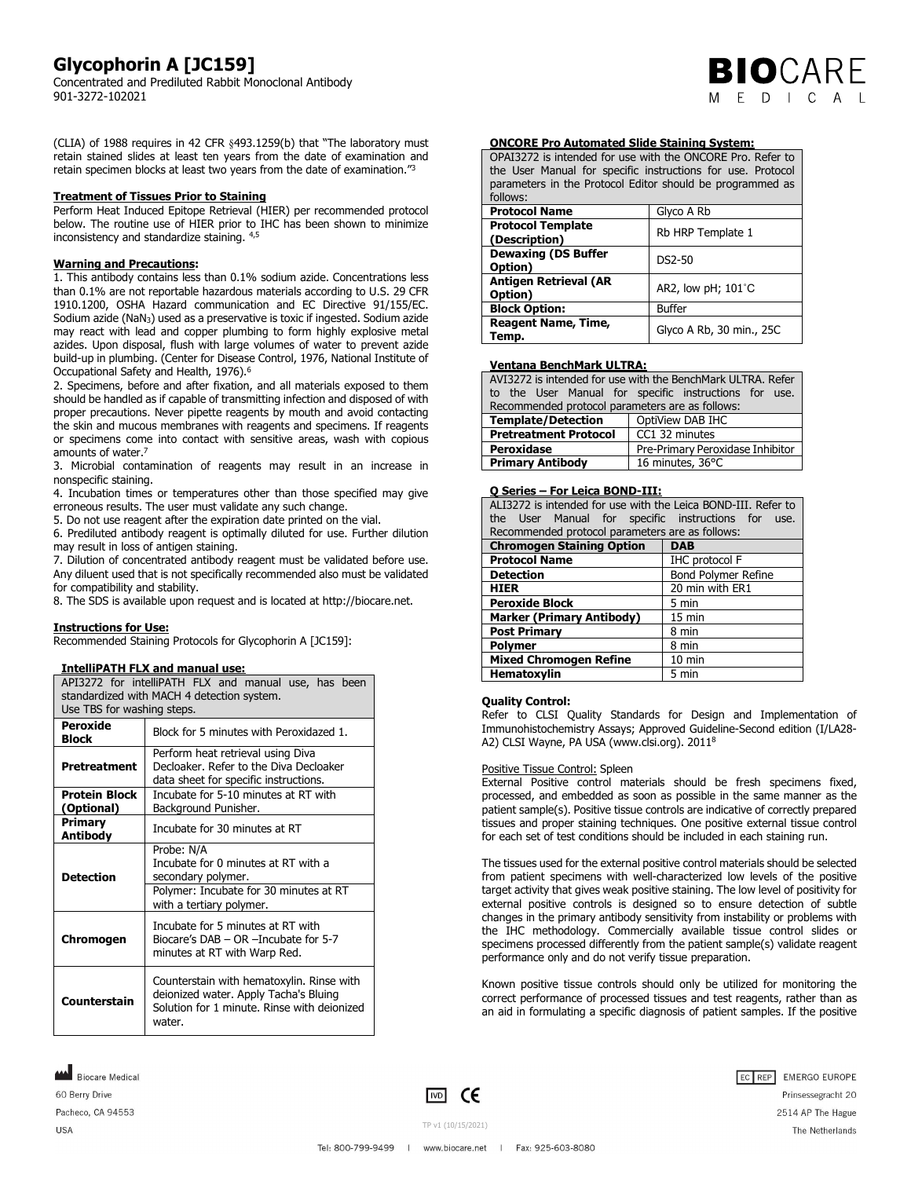(CLIA) of 1988 requires in 42 CFR §493.1259(b) that "The laboratory must retain stained slides at least ten years from the date of examination and retain specimen blocks at least two years from the date of examination."[3]

**Treatment of Tissues Prior to Staining**

Perform Heat Induced Epitope Retrieval (HIER) per recommended protocol below. The routine use of HIER prior to IHC has been shown to minimize inconsistency and standardize staining. [4,5]

**Warning and Precautions:**

1. This antibody contains less than 0.1% sodium azide. Concentrations less than 0.1% are not reportable hazardous materials according to U.S. 29 CFR 1910.1200, OSHA Hazard communication and EC Directive 91/155/EC. Sodium azide ($NaN_3$) used as a preservative is toxic if ingested. Sodium azide may react with lead and copper plumbing to form highly explosive metal azides. Upon disposal, flush with large volumes of water to prevent azide build-up in plumbing. (Center for Disease Control, 1976, National Institute of Occupational Safety and Health, 1976).[6]
2. Specimens, before and after fixation, and all materials exposed to them should be handled as if capable of transmitting infection and disposed of with proper precautions. Never pipette reagents by mouth and avoid contacting the skin and mucous membranes with reagents and specimens. If reagents or specimens come into contact with sensitive areas, wash with copious amounts of water.[7]
3. Microbial contamination of reagents may result in an increase in nonspecific staining.
4. Incubation times or temperatures other than those specified may give erroneous results. The user must validate any such change.
5. Do not use reagent after the expiration date printed on the vial.
6. Prediluted antibody reagent is optimally diluted for use. Further dilution may result in loss of antigen staining.
7. Dilution of concentrated antibody reagent must be validated before use. Any diluent used that is not specifically recommended also must be validated for compatibility and stability.
8. The SDS is available upon request and is located at http://biocare.net.

**Instructions for Use:**

Recommended Staining Protocols for Glycophorin A [JC159]:

**IntelliPATH FLX and manual use:**

| API3272 for intelliPATH FLX and manual use, has been standardized with MACH 4 detection system. Use TBS for washing steps. | |
|---|---|
| **Peroxide Block** | Block for 5 minutes with Peroxidazed 1. |
| **Pretreatment** | Perform heat retrieval using Diva Decloaker. Refer to the Diva Decloaker data sheet for specific instructions. |
| **Protein Block (Optional)** | Incubate for 5-10 minutes at RT with Background Punisher. |
| **Primary Antibody** | Incubate for 30 minutes at RT |
| **Detection** | Probe: N/A Incubate for 0 minutes at RT with a secondary polymer. |
| | Polymer: Incubate for 30 minutes at RT with a tertiary polymer. |
| **Chromogen** | Incubate for 5 minutes at RT with Biocare's DAB – OR –Incubate for 5-7 minutes at RT with Warp Red. |
| **Counterstain** | Counterstain with hematoxylin. Rinse with deionized water. Apply Tacha's Bluing Solution for 1 minute. Rinse with deionized water. |

**ONCORE Pro Automated Slide Staining System:**

| OPAI3272 is intended for use with the ONCORE Pro. Refer to the User Manual for specific instructions for use. Protocol parameters in the Protocol Editor should be programmed as follows: | |
|---|---|
| **Protocol Name** | Glyco A Rb |
| **Protocol Template (Description)** | Rb HRP Template 1 |
| **Dewaxing (DS Buffer Option)** | DS2-50 |
| **Antigen Retrieval (AR Option)** | AR2, low pH; 101°C |
| **Block Option:** | Buffer |
| **Reagent Name, Time, Temp.** | Glyco A Rb, 30 min., 25C |

**Ventana BenchMark ULTRA:**

| AVI3272 is intended for use with the BenchMark ULTRA. Refer to the User Manual for specific instructions for use. Recommended protocol parameters are as follows: | |
|---|---|
| **Template/Detection** | OptiView DAB IHC |
| **Pretreatment Protocol** | CC1 32 minutes |
| **Peroxidase** | Pre-Primary Peroxidase Inhibitor |
| **Primary Antibody** | 16 minutes, 36°C |

**Q Series – For Leica BOND-III:**

| ALI3272 is intended for use with the Leica BOND-III. Refer to the User Manual for specific instructions for use. Recommended protocol parameters are as follows: | |
|---|---|
| **Chromogen Staining Option** | **DAB** |
| **Protocol Name** | IHC protocol F |
| **Detection** | Bond Polymer Refine |
| **HIER** | 20 min with ER1 |
| **Peroxide Block** | 5 min |
| **Marker (Primary Antibody)** | 15 min |
| **Post Primary** | 8 min |
| **Polymer** | 8 min |
| **Mixed Chromogen Refine** | 10 min |
| **Hematoxylin** | 5 min |

**Quality Control:**

Refer to CLSI Quality Standards for Design and Implementation of Immunohistochemistry Assays; Approved Guideline-Second edition (I/LA28-A2) CLSI Wayne, PA USA (www.clsi.org). 2011[8]

Positive Tissue Control: Spleen

External Positive control materials should be fresh specimens fixed, processed, and embedded as soon as possible in the same manner as the patient sample(s). Positive tissue controls are indicative of correctly prepared tissues and proper staining techniques. One positive external tissue control for each set of test conditions should be included in each staining run.

The tissues used for the external positive control materials should be selected from patient specimens with well-characterized low levels of the positive target activity that gives weak positive staining. The low level of positivity for external positive controls is designed so to ensure detection of subtle changes in the primary antibody sensitivity from instability or problems with the IHC methodology. Commercially available tissue control slides or specimens processed differently from the patient sample(s) validate reagent performance only and do not verify tissue preparation.

Known positive tissue controls should only be utilized for monitoring the correct performance of processed tissues and test reagents, rather than as an aid in formulating a specific diagnosis of patient samples. If the positive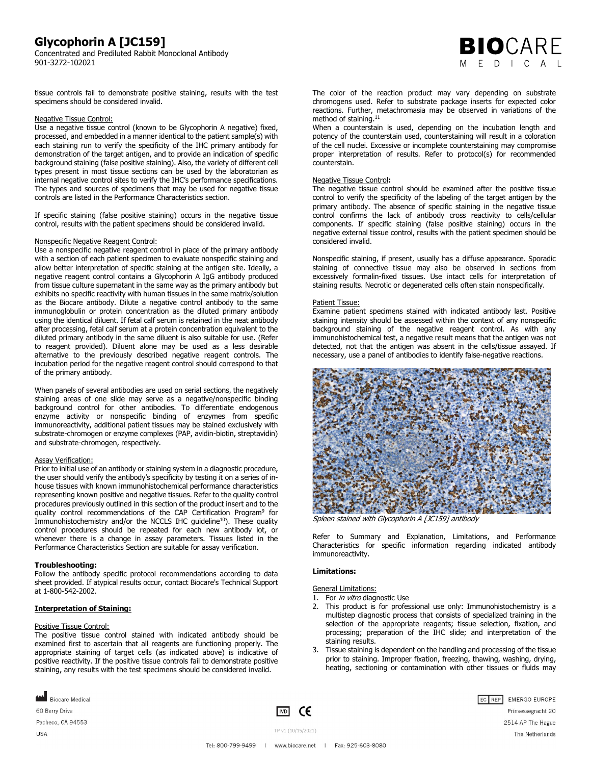tissue controls fail to demonstrate positive staining, results with the test specimens should be considered invalid.

Negative Tissue Control:
Use a negative tissue control (known to be Glycophorin A negative) fixed, processed, and embedded in a manner identical to the patient sample(s) with each staining run to verify the specificity of the IHC primary antibody for demonstration of the target antigen, and to provide an indication of specific background staining (false positive staining). Also, the variety of different cell types present in most tissue sections can be used by the laboratorian as internal negative control sites to verify the IHC's performance specifications. The types and sources of specimens that may be used for negative tissue controls are listed in the Performance Characteristics section.

If specific staining (false positive staining) occurs in the negative tissue control, results with the patient specimens should be considered invalid.

Nonspecific Negative Reagent Control:
Use a nonspecific negative reagent control in place of the primary antibody with a section of each patient specimen to evaluate nonspecific staining and allow better interpretation of specific staining at the antigen site. Ideally, a negative reagent control contains a Glycophorin A IgG antibody produced from tissue culture supernatant in the same way as the primary antibody but exhibits no specific reactivity with human tissues in the same matrix/solution as the Biocare antibody. Dilute a negative control antibody to the same immunoglobulin or protein concentration as the diluted primary antibody using the identical diluent. If fetal calf serum is retained in the neat antibody after processing, fetal calf serum at a protein concentration equivalent to the diluted primary antibody in the same diluent is also suitable for use. (Refer to reagent provided). Diluent alone may be used as a less desirable alternative to the previously described negative reagent controls. The incubation period for the negative reagent control should correspond to that of the primary antibody.

When panels of several antibodies are used on serial sections, the negatively staining areas of one slide may serve as a negative/nonspecific binding background control for other antibodies. To differentiate endogenous enzyme activity or nonspecific binding of enzymes from specific immunoreactivity, additional patient tissues may be stained exclusively with substrate-chromogen or enzyme complexes (PAP, avidin-biotin, streptavidin) and substrate-chromogen, respectively.

Assay Verification:
Prior to initial use of an antibody or staining system in a diagnostic procedure, the user should verify the antibody's specificity by testing it on a series of in-house tissues with known immunohistochemical performance characteristics representing known positive and negative tissues. Refer to the quality control procedures previously outlined in this section of the product insert and to the quality control recommendations of the CAP Certification Program[9] for Immunohistochemistry and/or the NCCLS IHC guideline[10]). These quality control procedures should be repeated for each new antibody lot, or whenever there is a change in assay parameters. Tissues listed in the Performance Characteristics Section are suitable for assay verification.

**Troubleshooting:**
Follow the antibody specific protocol recommendations according to data sheet provided. If atypical results occur, contact Biocare's Technical Support at 1-800-542-2002.

**Interpretation of Staining:**

Positive Tissue Control:
The positive tissue control stained with indicated antibody should be examined first to ascertain that all reagents are functioning properly. The appropriate staining of target cells (as indicated above) is indicative of positive reactivity. If the positive tissue controls fail to demonstrate positive staining, any results with the test specimens should be considered invalid.

The color of the reaction product may vary depending on substrate chromogens used. Refer to substrate package inserts for expected color reactions. Further, metachromasia may be observed in variations of the method of staining.[11]
When a counterstain is used, depending on the incubation length and potency of the counterstain used, counterstaining will result in a coloration of the cell nuclei. Excessive or incomplete counterstaining may compromise proper interpretation of results. Refer to protocol(s) for recommended counterstain.

Negative Tissue Control**:**
The negative tissue control should be examined after the positive tissue control to verify the specificity of the labeling of the target antigen by the primary antibody. The absence of specific staining in the negative tissue control confirms the lack of antibody cross reactivity to cells/cellular components. If specific staining (false positive staining) occurs in the negative external tissue control, results with the patient specimen should be considered invalid.

Nonspecific staining, if present, usually has a diffuse appearance. Sporadic staining of connective tissue may also be observed in sections from excessively formalin-fixed tissues. Use intact cells for interpretation of staining results. Necrotic or degenerated cells often stain nonspecifically.

Patient Tissue:
Examine patient specimens stained with indicated antibody last. Positive staining intensity should be assessed within the context of any nonspecific background staining of the negative reagent control. As with any immunohistochemical test, a negative result means that the antigen was not detected, not that the antigen was absent in the cells/tissue assayed. If necessary, use a panel of antibodies to identify false-negative reactions.

*Spleen stained with Glycophorin A [JC159] antibody*

Refer to Summary and Explanation, Limitations, and Performance Characteristics for specific information regarding indicated antibody immunoreactivity.

**Limitations:**

General Limitations:
1. For *in vitro* diagnostic Use
2. This product is for professional use only: Immunohistochemistry is a multistep diagnostic process that consists of specialized training in the selection of the appropriate reagents; tissue selection, fixation, and processing; preparation of the IHC slide; and interpretation of the staining results.
3. Tissue staining is dependent on the handling and processing of the tissue prior to staining. Improper fixation, freezing, thawing, washing, drying, heating, sectioning or contamination with other tissues or fluids may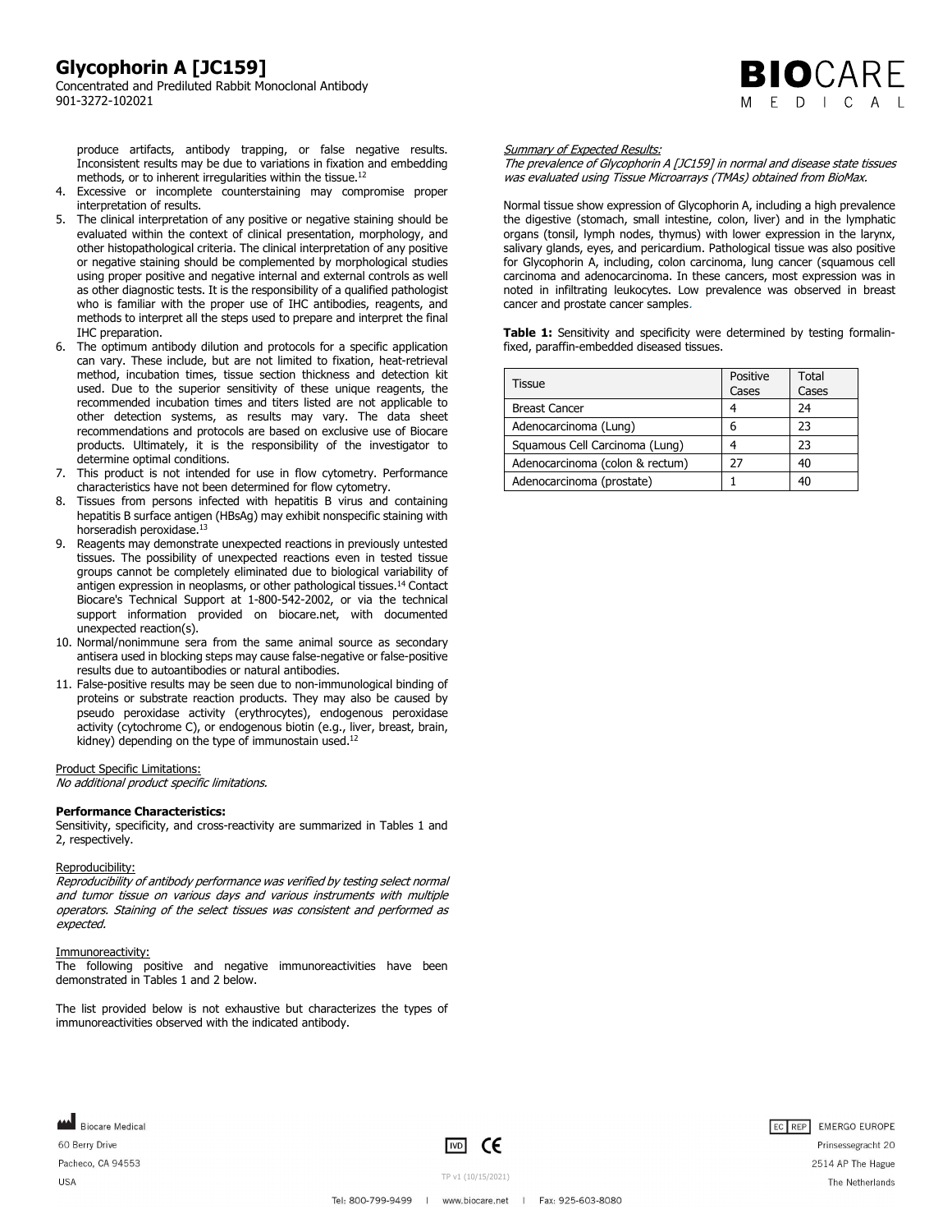produce artifacts, antibody trapping, or false negative results. Inconsistent results may be due to variations in fixation and embedding methods, or to inherent irregularities within the tissue.[12]

4. Excessive or incomplete counterstaining may compromise proper interpretation of results.
5. The clinical interpretation of any positive or negative staining should be evaluated within the context of clinical presentation, morphology, and other histopathological criteria. The clinical interpretation of any positive or negative staining should be complemented by morphological studies using proper positive and negative internal and external controls as well as other diagnostic tests. It is the responsibility of a qualified pathologist who is familiar with the proper use of IHC antibodies, reagents, and methods to interpret all the steps used to prepare and interpret the final IHC preparation.
6. The optimum antibody dilution and protocols for a specific application can vary. These include, but are not limited to fixation, heat-retrieval method, incubation times, tissue section thickness and detection kit used. Due to the superior sensitivity of these unique reagents, the recommended incubation times and titers listed are not applicable to other detection systems, as results may vary. The data sheet recommendations and protocols are based on exclusive use of Biocare products. Ultimately, it is the responsibility of the investigator to determine optimal conditions.
7. This product is not intended for use in flow cytometry. Performance characteristics have not been determined for flow cytometry.
8. Tissues from persons infected with hepatitis B virus and containing hepatitis B surface antigen (HBsAg) may exhibit nonspecific staining with horseradish peroxidase.[13]
9. Reagents may demonstrate unexpected reactions in previously untested tissues. The possibility of unexpected reactions even in tested tissue groups cannot be completely eliminated due to biological variability of antigen expression in neoplasms, or other pathological tissues.[14] Contact Biocare's Technical Support at 1-800-542-2002, or via the technical support information provided on biocare.net, with documented unexpected reaction(s).
10. Normal/nonimmune sera from the same animal source as secondary antisera used in blocking steps may cause false-negative or false-positive results due to autoantibodies or natural antibodies.
11. False-positive results may be seen due to non-immunological binding of proteins or substrate reaction products. They may also be caused by pseudo peroxidase activity (erythrocytes), endogenous peroxidase activity (cytochrome C), or endogenous biotin (e.g., liver, breast, brain, kidney) depending on the type of immunostain used.[12]

Product Specific Limitations:

*No additional product specific limitations.*

**Performance Characteristics:**

Sensitivity, specificity, and cross-reactivity are summarized in Tables 1 and 2, respectively.

Reproducibility:

*Reproducibility of antibody performance was verified by testing select normal and tumor tissue on various days and various instruments with multiple operators. Staining of the select tissues was consistent and performed as expected.*

Immunoreactivity:

The following positive and negative immunoreactivities have been demonstrated in Tables 1 and 2 below.

The list provided below is not exhaustive but characterizes the types of immunoreactivities observed with the indicated antibody.

Summary of Expected Results:

*The prevalence of Glycophorin A [JC159] in normal and disease state tissues was evaluated using Tissue Microarrays (TMAs) obtained from BioMax.*

Normal tissue show expression of Glycophorin A, including a high prevalence the digestive (stomach, small intestine, colon, liver) and in the lymphatic organs (tonsil, lymph nodes, thymus) with lower expression in the larynx, salivary glands, eyes, and pericardium. Pathological tissue was also positive for Glycophorin A, including, colon carcinoma, lung cancer (squamous cell carcinoma and adenocarcinoma. In these cancers, most expression was in noted in infiltrating leukocytes. Low prevalence was observed in breast cancer and prostate cancer samples.

**Table 1:** Sensitivity and specificity were determined by testing formalin-fixed, paraffin-embedded diseased tissues.

| Tissue | Positive Cases | Total Cases |
|---|---|---|
| Breast Cancer | 4 | 24 |
| Adenocarcinoma (Lung) | 6 | 23 |
| Squamous Cell Carcinoma (Lung) | 4 | 23 |
| Adenocarcinoma (colon & rectum) | 27 | 40 |
| Adenocarcinoma (prostate) | 1 | 40 |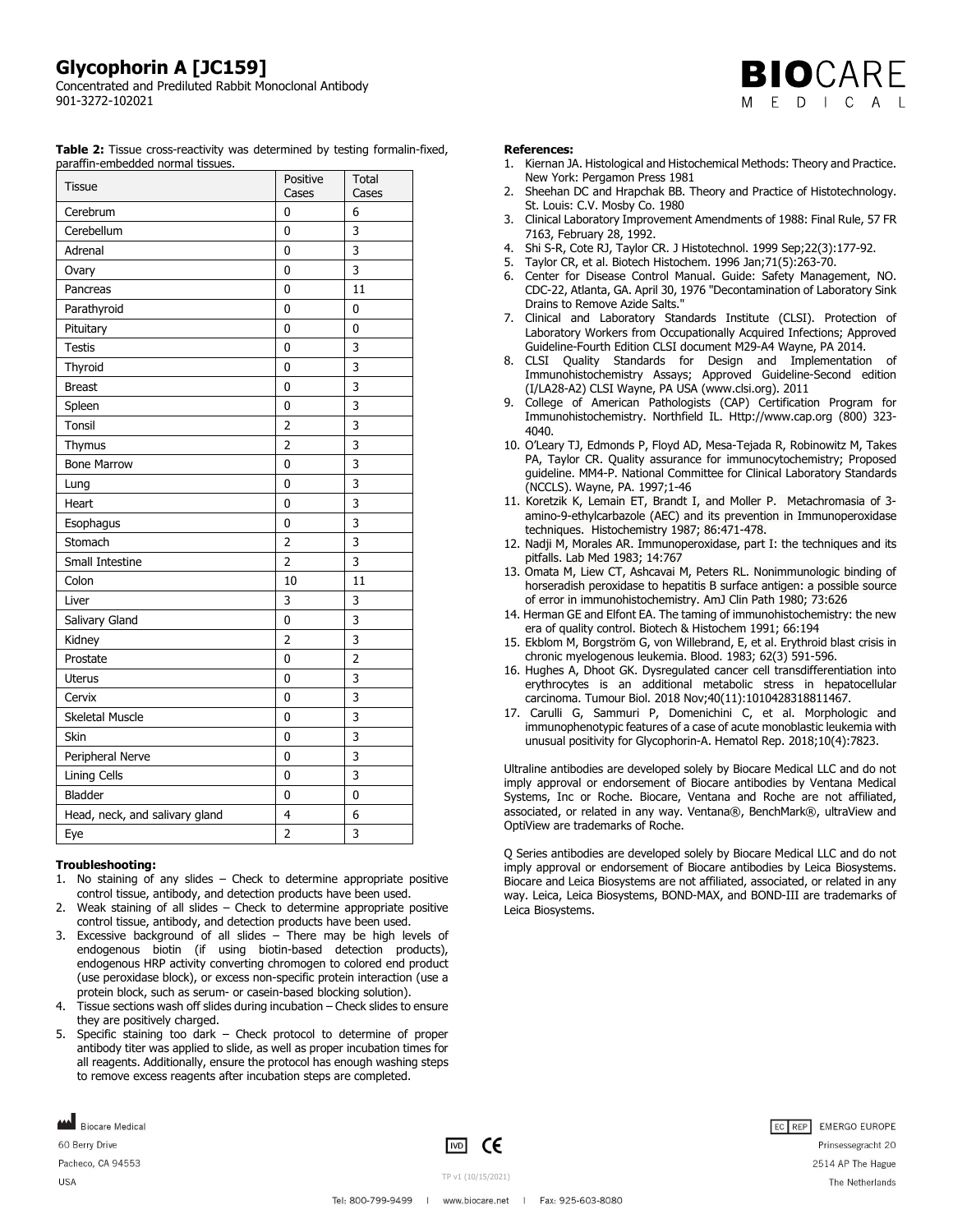**Table 2:** Tissue cross-reactivity was determined by testing formalin-fixed, paraffin-embedded normal tissues.

| Tissue | Positive Cases | Total Cases |
|---|---|---|
| Cerebrum | 0 | 6 |
| Cerebellum | 0 | 3 |
| Adrenal | 0 | 3 |
| Ovary | 0 | 3 |
| Pancreas | 0 | 11 |
| Parathyroid | 0 | 0 |
| Pituitary | 0 | 0 |
| Testis | 0 | 3 |
| Thyroid | 0 | 3 |
| Breast | 0 | 3 |
| Spleen | 0 | 3 |
| Tonsil | 2 | 3 |
| Thymus | 2 | 3 |
| Bone Marrow | 0 | 3 |
| Lung | 0 | 3 |
| Heart | 0 | 3 |
| Esophagus | 0 | 3 |
| Stomach | 2 | 3 |
| Small Intestine | 2 | 3 |
| Colon | 10 | 11 |
| Liver | 3 | 3 |
| Salivary Gland | 0 | 3 |
| Kidney | 2 | 3 |
| Prostate | 0 | 2 |
| Uterus | 0 | 3 |
| Cervix | 0 | 3 |
| Skeletal Muscle | 0 | 3 |
| Skin | 0 | 3 |
| Peripheral Nerve | 0 | 3 |
| Lining Cells | 0 | 3 |
| Bladder | 0 | 0 |
| Head, neck, and salivary gland | 4 | 6 |
| Eye | 2 | 3 |

**Troubleshooting:**

1. No staining of any slides – Check to determine appropriate positive control tissue, antibody, and detection products have been used.
2. Weak staining of all slides – Check to determine appropriate positive control tissue, antibody, and detection products have been used.
3. Excessive background of all slides – There may be high levels of endogenous biotin (if using biotin-based detection products), endogenous HRP activity converting chromogen to colored end product (use peroxidase block), or excess non-specific protein interaction (use a protein block, such as serum- or casein-based blocking solution).
4. Tissue sections wash off slides during incubation – Check slides to ensure they are positively charged.
5. Specific staining too dark – Check protocol to determine of proper antibody titer was applied to slide, as well as proper incubation times for all reagents. Additionally, ensure the protocol has enough washing steps to remove excess reagents after incubation steps are completed.

**References:**

1. Kiernan JA. Histological and Histochemical Methods: Theory and Practice. New York: Pergamon Press 1981
2. Sheehan DC and Hrapchak BB. Theory and Practice of Histotechnology. St. Louis: C.V. Mosby Co. 1980
3. Clinical Laboratory Improvement Amendments of 1988: Final Rule, 57 FR 7163, February 28, 1992.
4. Shi S-R, Cote RJ, Taylor CR. J Histotechnol. 1999 Sep;22(3):177-92.
5. Taylor CR, et al. Biotech Histochem. 1996 Jan;71(5):263-70.
6. Center for Disease Control Manual. Guide: Safety Management, NO. CDC-22, Atlanta, GA. April 30, 1976 "Decontamination of Laboratory Sink Drains to Remove Azide Salts."
7. Clinical and Laboratory Standards Institute (CLSI). Protection of Laboratory Workers from Occupationally Acquired Infections; Approved Guideline-Fourth Edition CLSI document M29-A4 Wayne, PA 2014.
8. CLSI Quality Standards for Design and Implementation of Immunohistochemistry Assays; Approved Guideline-Second edition (I/LA28-A2) CLSI Wayne, PA USA (www.clsi.org). 2011
9. College of American Pathologists (CAP) Certification Program for Immunohistochemistry. Northfield IL. Http://www.cap.org (800) 323-4040.
10. O'Leary TJ, Edmonds P, Floyd AD, Mesa-Tejada R, Robinowitz M, Takes PA, Taylor CR. Quality assurance for immunocytochemistry; Proposed guideline. MM4-P. National Committee for Clinical Laboratory Standards (NCCLS). Wayne, PA. 1997;1-46
11. Koretzik K, Lemain ET, Brandt I, and Moller P. Metachromasia of 3-amino-9-ethylcarbazole (AEC) and its prevention in Immunoperoxidase techniques. Histochemistry 1987; 86:471-478.
12. Nadji M, Morales AR. Immunoperoxidase, part I: the techniques and its pitfalls. Lab Med 1983; 14:767
13. Omata M, Liew CT, Ashcavai M, Peters RL. Nonimmunologic binding of horseradish peroxidase to hepatitis B surface antigen: a possible source of error in immunohistochemistry. AmJ Clin Path 1980; 73:626
14. Herman GE and Elfont EA. The taming of immunohistochemistry: the new era of quality control. Biotech & Histochem 1991; 66:194
15. Ekblom M, Borgström G, von Willebrand, E, et al. Erythroid blast crisis in chronic myelogenous leukemia. Blood. 1983; 62(3) 591-596.
16. Hughes A, Dhoot GK. Dysregulated cancer cell transdifferentiation into erythrocytes is an additional metabolic stress in hepatocellular carcinoma. Tumour Biol. 2018 Nov;40(11):1010428318811467.
17. Carulli G, Sammuri P, Domenichini C, et al. Morphologic and immunophenotypic features of a case of acute monoblastic leukemia with unusual positivity for Glycophorin-A. Hematol Rep. 2018;10(4):7823.

Ultraline antibodies are developed solely by Biocare Medical LLC and do not imply approval or endorsement of Biocare antibodies by Ventana Medical Systems, Inc or Roche. Biocare, Ventana and Roche are not affiliated, associated, or related in any way. Ventana®, BenchMark®, ultraView and OptiView are trademarks of Roche.

Q Series antibodies are developed solely by Biocare Medical LLC and do not imply approval or endorsement of Biocare antibodies by Leica Biosystems. Biocare and Leica Biosystems are not affiliated, associated, or related in any way. Leica, Leica Biosystems, BOND-MAX, and BOND-III are trademarks of Leica Biosystems.

Biocare Medical
60 Berry Drive
Pacheco, CA 94553
USA

EC REP EMERGO EUROPE
Prinsessegracht 20
2514 AP The Hague
The Netherlands

Tel: 800-799-9499 | www.biocare.net | Fax: 925-603-8080